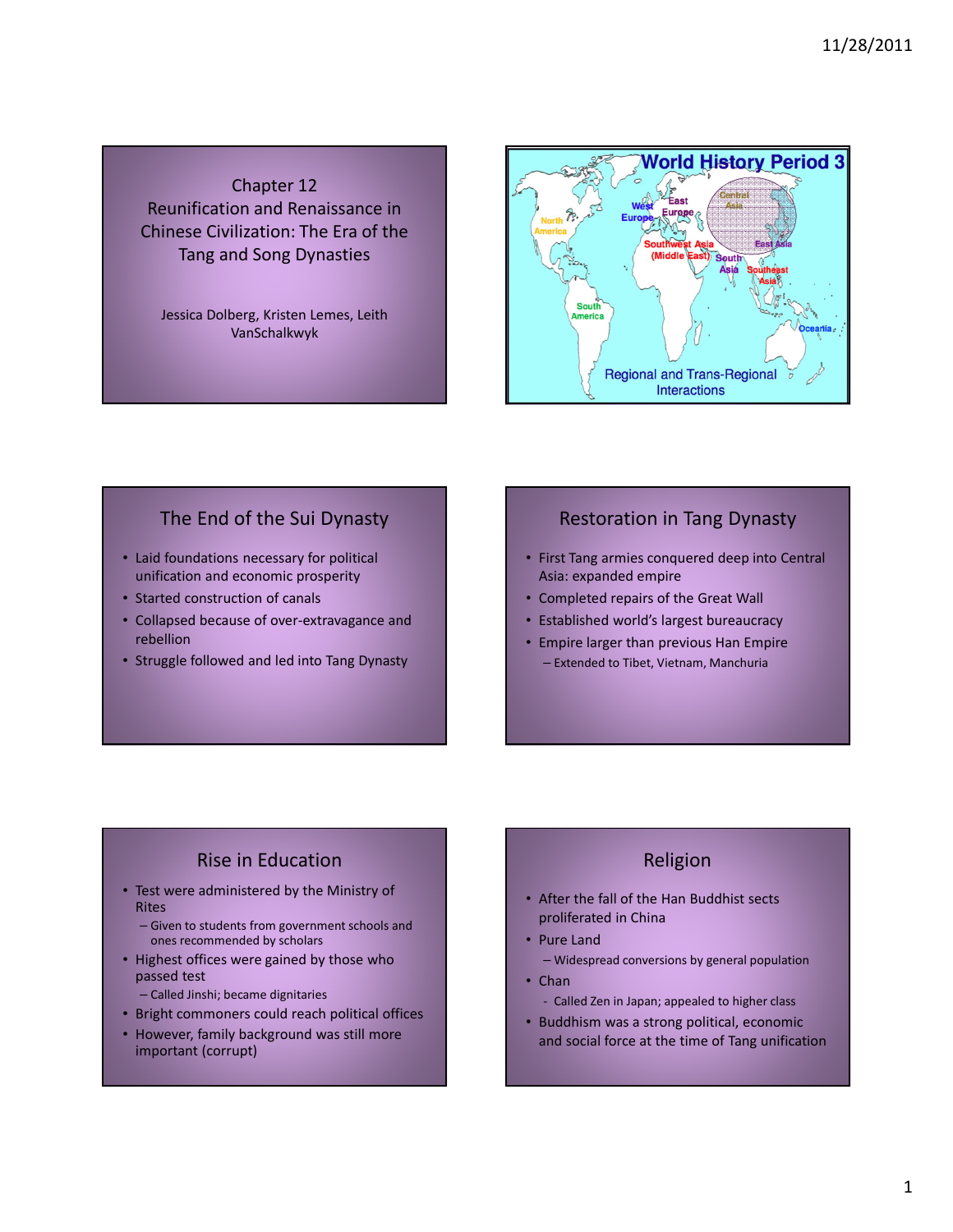# Chapter 12
# Reunification and Renaissance in Chinese Civilization: The Era of the Tang and Song Dynasties

Jessica Dolberg, Kristen Lemes, Leith VanSchalkwyk

## World History Period 3

North America, South America, West Europe, East Europe, Central Asia, Southwest Asia (Middle East), South Asia, East Asia, Southeast Asia, Oceania

Regional and Trans-Regional Interactions

## The End of the Sui Dynasty

- Laid foundations necessary for political unification and economic prosperity
- Started construction of canals
- Collapsed because of over-extravagance and rebellion
- Struggle followed and led into Tang Dynasty

## Restoration in Tang Dynasty

- First Tang armies conquered deep into Central Asia: expanded empire
- Completed repairs of the Great Wall
- Established world's largest bureaucracy
- Empire larger than previous Han Empire
  - Extended to Tibet, Vietnam, Manchuria

## Rise in Education

- Test were administered by the Ministry of Rites
  - Given to students from government schools and ones recommended by scholars
- Highest offices were gained by those who passed test
  - Called Jinshi; became dignitaries
- Bright commoners could reach political offices
- However, family background was still more important (corrupt)

## Religion

- After the fall of the Han Buddhist sects proliferated in China
- Pure Land
  - Widespread conversions by general population
- Chan
  - Called Zen in Japan; appealed to higher class
- Buddhism was a strong political, economic and social force at the time of Tang unification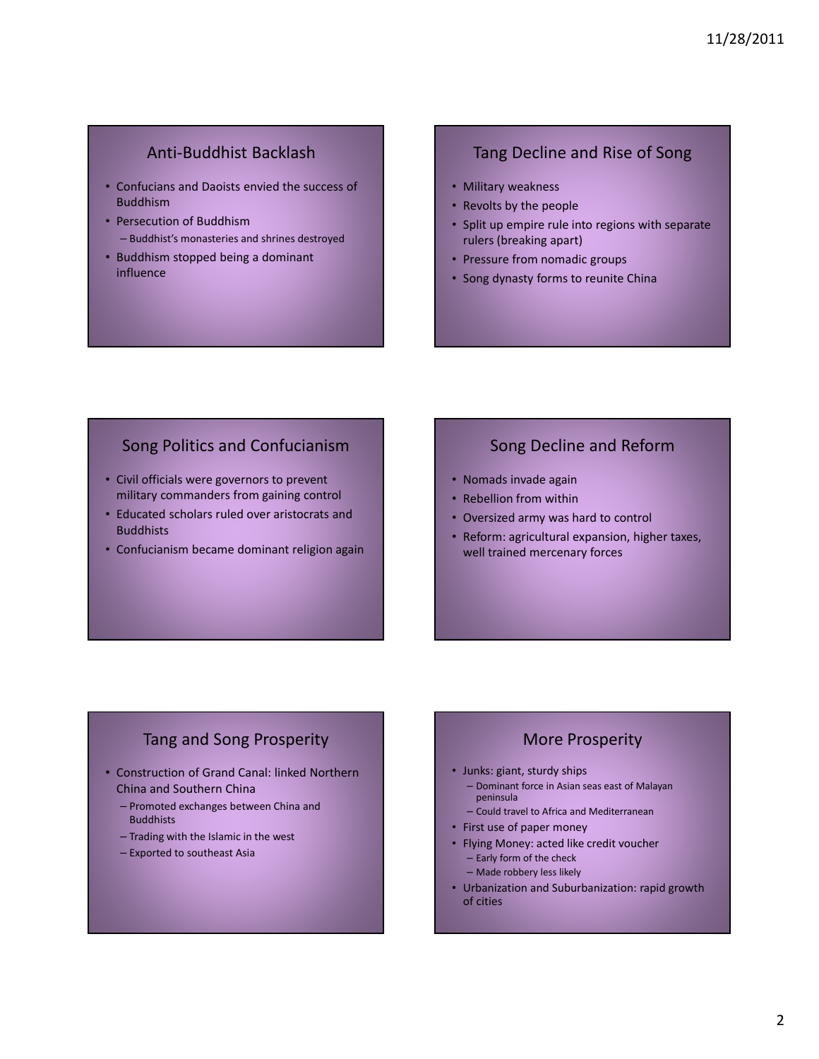## Anti-Buddhist Backlash

- Confucians and Daoists envied the success of Buddhism
- Persecution of Buddhism
  - Buddhist's monasteries and shrines destroyed
- Buddhism stopped being a dominant influence

## Tang Decline and Rise of Song

- Military weakness
- Revolts by the people
- Split up empire rule into regions with separate rulers (breaking apart)
- Pressure from nomadic groups
- Song dynasty forms to reunite China

## Song Politics and Confucianism

- Civil officials were governors to prevent military commanders from gaining control
- Educated scholars ruled over aristocrats and Buddhists
- Confucianism became dominant religion again

## Song Decline and Reform

- Nomads invade again
- Rebellion from within
- Oversized army was hard to control
- Reform: agricultural expansion, higher taxes, well trained mercenary forces

## Tang and Song Prosperity

- Construction of Grand Canal: linked Northern China and Southern China
  - Promoted exchanges between China and Buddhists
  - Trading with the Islamic in the west
  - Exported to southeast Asia

## More Prosperity

- Junks: giant, sturdy ships
  - Dominant force in Asian seas east of Malayan peninsula
  - Could travel to Africa and Mediterranean
- First use of paper money
- Flying Money: acted like credit voucher
  - Early form of the check
  - Made robbery less likely
- Urbanization and Suburbanization: rapid growth of cities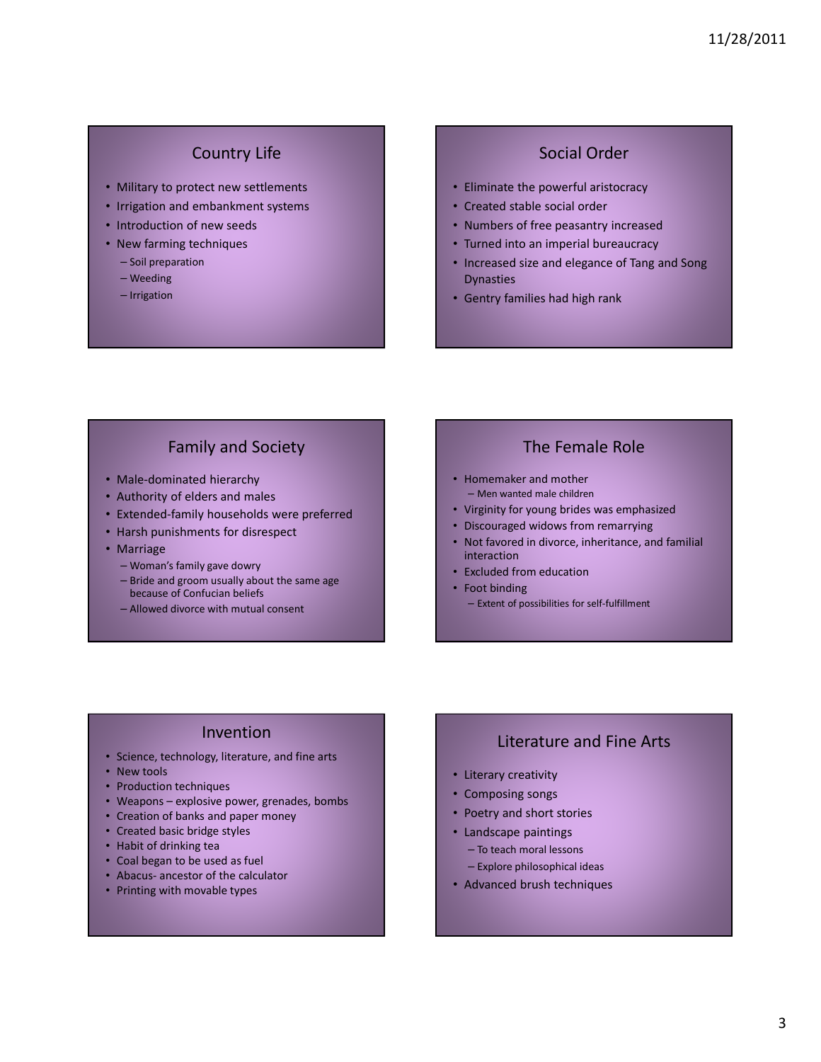## Country Life

- Military to protect new settlements
- Irrigation and embankment systems
- Introduction of new seeds
- New farming techniques
  - Soil preparation
  - Weeding
  - Irrigation

## Social Order

- Eliminate the powerful aristocracy
- Created stable social order
- Numbers of free peasantry increased
- Turned into an imperial bureaucracy
- Increased size and elegance of Tang and Song Dynasties
- Gentry families had high rank

## Family and Society

- Male-dominated hierarchy
- Authority of elders and males
- Extended-family households were preferred
- Harsh punishments for disrespect
- Marriage
  - Woman's family gave dowry
  - Bride and groom usually about the same age because of Confucian beliefs
  - Allowed divorce with mutual consent

## The Female Role

- Homemaker and mother
  - Men wanted male children
- Virginity for young brides was emphasized
- Discouraged widows from remarrying
- Not favored in divorce, inheritance, and familial interaction
- Excluded from education
- Foot binding
  - Extent of possibilities for self-fulfillment

## Invention

- Science, technology, literature, and fine arts
- New tools
- Production techniques
- Weapons – explosive power, grenades, bombs
- Creation of banks and paper money
- Created basic bridge styles
- Habit of drinking tea
- Coal began to be used as fuel
- Abacus- ancestor of the calculator
- Printing with movable types

## Literature and Fine Arts

- Literary creativity
- Composing songs
- Poetry and short stories
- Landscape paintings
  - To teach moral lessons
  - Explore philosophical ideas
- Advanced brush techniques